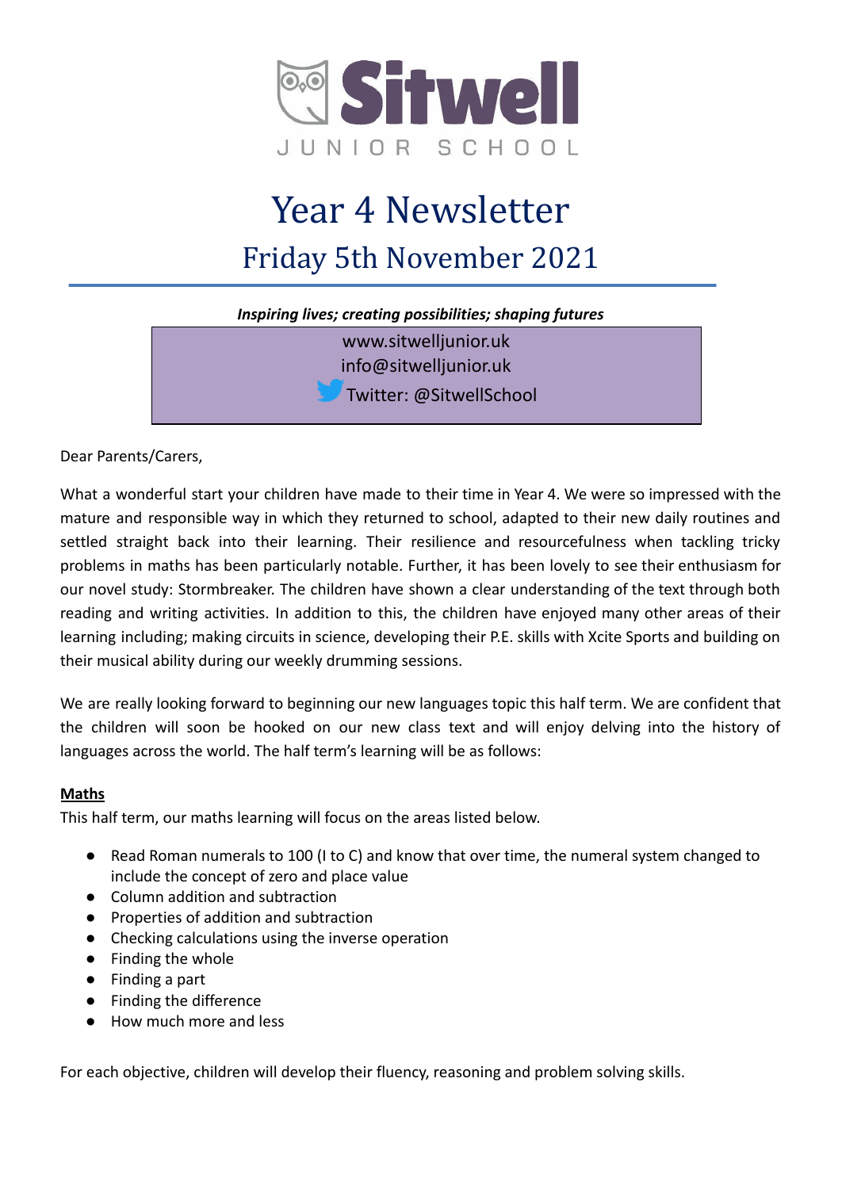Sitwell

JUNIOR SCHOOL

# Year 4 Newsletter

## Friday 5th November 2021

***Inspiring lives; creating possibilities; shaping futures***

www.sitwelljunior.uk
info@sitwelljunior.uk
Twitter: @SitwellSchool

Dear Parents/Carers,

What a wonderful start your children have made to their time in Year 4. We were so impressed with the mature and responsible way in which they returned to school, adapted to their new daily routines and settled straight back into their learning. Their resilience and resourcefulness when tackling tricky problems in maths has been particularly notable. Further, it has been lovely to see their enthusiasm for our novel study: Stormbreaker. The children have shown a clear understanding of the text through both reading and writing activities. In addition to this, the children have enjoyed many other areas of their learning including; making circuits in science, developing their P.E. skills with Xcite Sports and building on their musical ability during our weekly drumming sessions.

We are really looking forward to beginning our new languages topic this half term. We are confident that the children will soon be hooked on our new class text and will enjoy delving into the history of languages across the world. The half term's learning will be as follows:

**Maths**

This half term, our maths learning will focus on the areas listed below.

- Read Roman numerals to 100 (I to C) and know that over time, the numeral system changed to include the concept of zero and place value
- Column addition and subtraction
- Properties of addition and subtraction
- Checking calculations using the inverse operation
- Finding the whole
- Finding a part
- Finding the difference
- How much more and less

For each objective, children will develop their fluency, reasoning and problem solving skills.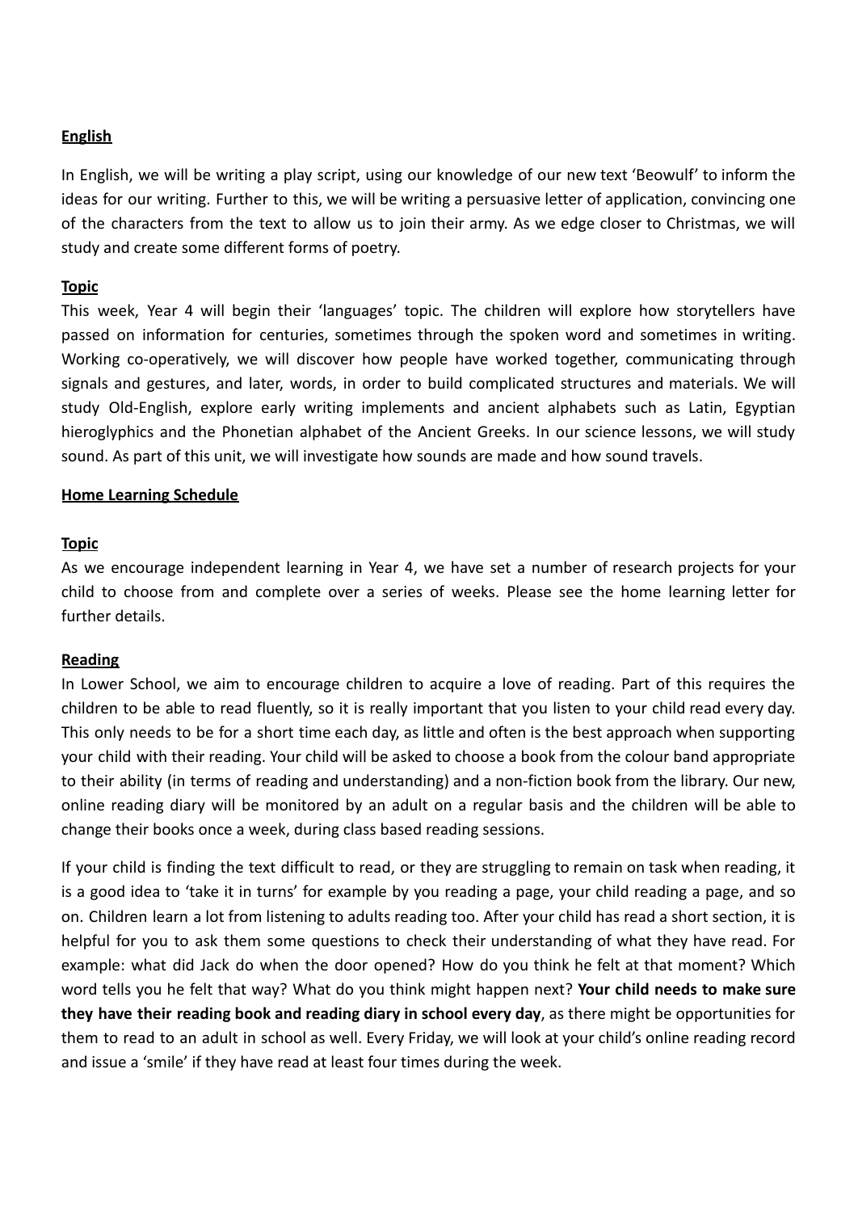**English**

In English, we will be writing a play script, using our knowledge of our new text 'Beowulf' to inform the ideas for our writing. Further to this, we will be writing a persuasive letter of application, convincing one of the characters from the text to allow us to join their army. As we edge closer to Christmas, we will study and create some different forms of poetry.

**Topic**

This week, Year 4 will begin their 'languages' topic. The children will explore how storytellers have passed on information for centuries, sometimes through the spoken word and sometimes in writing. Working co-operatively, we will discover how people have worked together, communicating through signals and gestures, and later, words, in order to build complicated structures and materials. We will study Old-English, explore early writing implements and ancient alphabets such as Latin, Egyptian hieroglyphics and the Phonetian alphabet of the Ancient Greeks. In our science lessons, we will study sound. As part of this unit, we will investigate how sounds are made and how sound travels.

**Home Learning Schedule**

**Topic**

As we encourage independent learning in Year 4, we have set a number of research projects for your child to choose from and complete over a series of weeks. Please see the home learning letter for further details.

**Reading**

In Lower School, we aim to encourage children to acquire a love of reading. Part of this requires the children to be able to read fluently, so it is really important that you listen to your child read every day. This only needs to be for a short time each day, as little and often is the best approach when supporting your child with their reading. Your child will be asked to choose a book from the colour band appropriate to their ability (in terms of reading and understanding) and a non-fiction book from the library. Our new, online reading diary will be monitored by an adult on a regular basis and the children will be able to change their books once a week, during class based reading sessions.

If your child is finding the text difficult to read, or they are struggling to remain on task when reading, it is a good idea to 'take it in turns' for example by you reading a page, your child reading a page, and so on. Children learn a lot from listening to adults reading too. After your child has read a short section, it is helpful for you to ask them some questions to check their understanding of what they have read. For example: what did Jack do when the door opened? How do you think he felt at that moment? Which word tells you he felt that way? What do you think might happen next? **Your child needs to make sure they have their reading book and reading diary in school every day**, as there might be opportunities for them to read to an adult in school as well. Every Friday, we will look at your child's online reading record and issue a 'smile' if they have read at least four times during the week.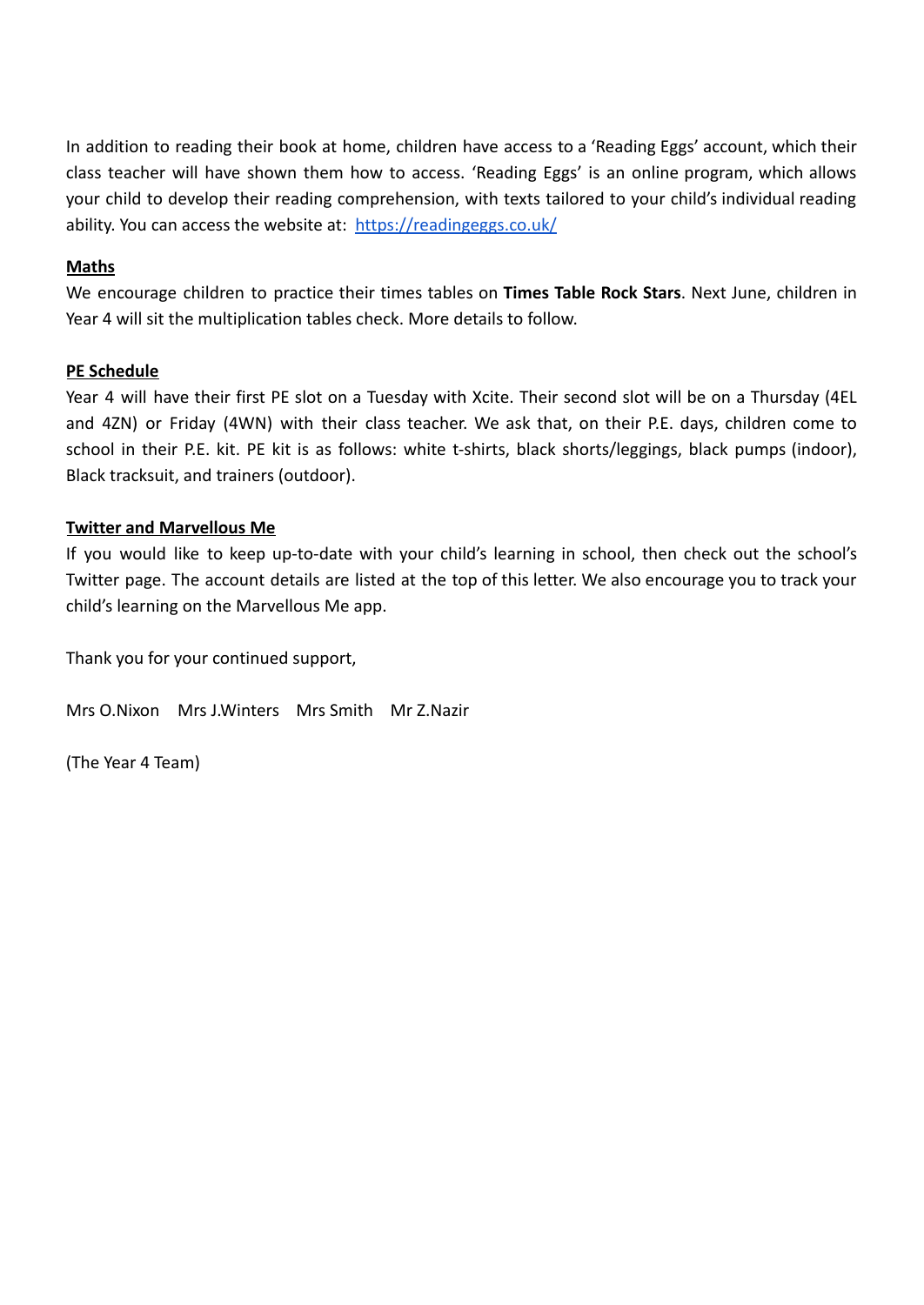In addition to reading their book at home, children have access to a 'Reading Eggs' account, which their class teacher will have shown them how to access. 'Reading Eggs' is an online program, which allows your child to develop their reading comprehension, with texts tailored to your child's individual reading ability. You can access the website at: [https://readingeggs.co.uk/](https://readingeggs.co.uk/)

**Maths**

We encourage children to practice their times tables on **Times Table Rock Stars**. Next June, children in Year 4 will sit the multiplication tables check. More details to follow.

**PE Schedule**

Year 4 will have their first PE slot on a Tuesday with Xcite. Their second slot will be on a Thursday (4EL and 4ZN) or Friday (4WN) with their class teacher. We ask that, on their P.E. days, children come to school in their P.E. kit. PE kit is as follows: white t-shirts, black shorts/leggings, black pumps (indoor), Black tracksuit, and trainers (outdoor).

**Twitter and Marvellous Me**

If you would like to keep up-to-date with your child's learning in school, then check out the school's Twitter page. The account details are listed at the top of this letter. We also encourage you to track your child's learning on the Marvellous Me app.

Thank you for your continued support,

Mrs O.Nixon Mrs J.Winters Mrs Smith Mr Z.Nazir

(The Year 4 Team)